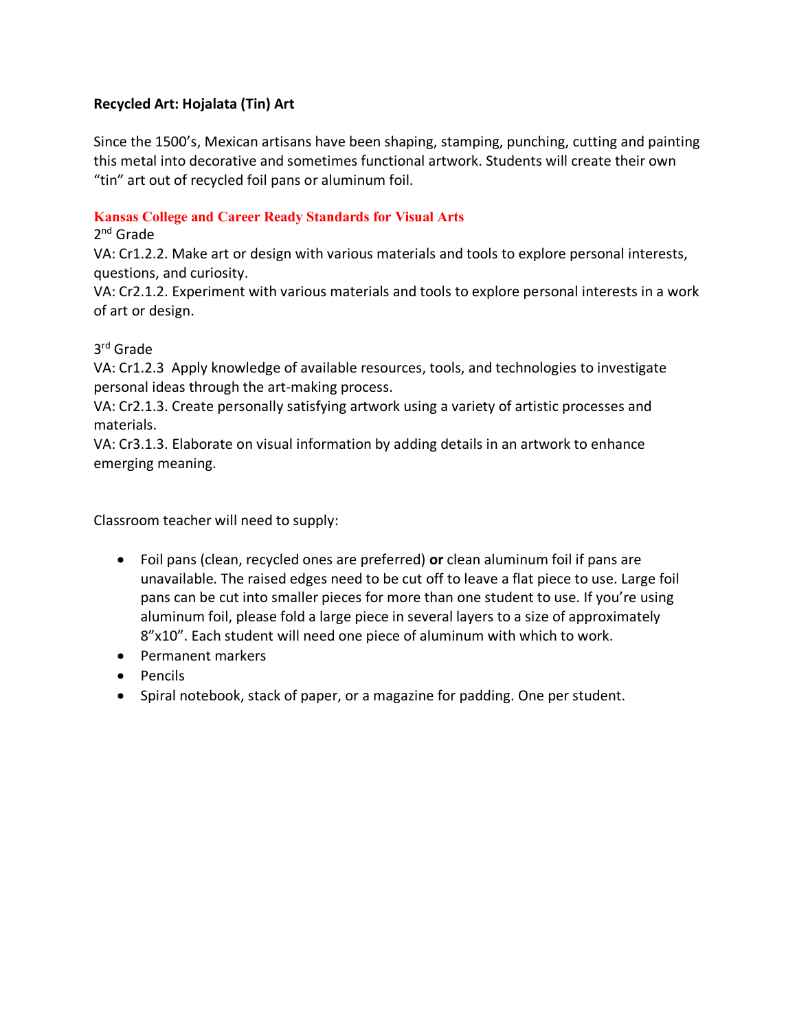**Recycled Art: Hojalata (Tin) Art**

Since the 1500's, Mexican artisans have been shaping, stamping, punching, cutting and painting this metal into decorative and sometimes functional artwork. Students will create their own "tin" art out of recycled foil pans or aluminum foil.

**Kansas College and Career Ready Standards for Visual Arts**

2nd Grade

VA: Cr1.2.2. Make art or design with various materials and tools to explore personal interests, questions, and curiosity.

VA: Cr2.1.2. Experiment with various materials and tools to explore personal interests in a work of art or design.

3rd Grade

VA: Cr1.2.3 Apply knowledge of available resources, tools, and technologies to investigate personal ideas through the art-making process.

VA: Cr2.1.3. Create personally satisfying artwork using a variety of artistic processes and materials.

VA: Cr3.1.3. Elaborate on visual information by adding details in an artwork to enhance emerging meaning.

Classroom teacher will need to supply:

- Foil pans (clean, recycled ones are preferred) **or** clean aluminum foil if pans are unavailable. The raised edges need to be cut off to leave a flat piece to use. Large foil pans can be cut into smaller pieces for more than one student to use. If you're using aluminum foil, please fold a large piece in several layers to a size of approximately 8"x10". Each student will need one piece of aluminum with which to work.
- Permanent markers
- Pencils
- Spiral notebook, stack of paper, or a magazine for padding. One per student.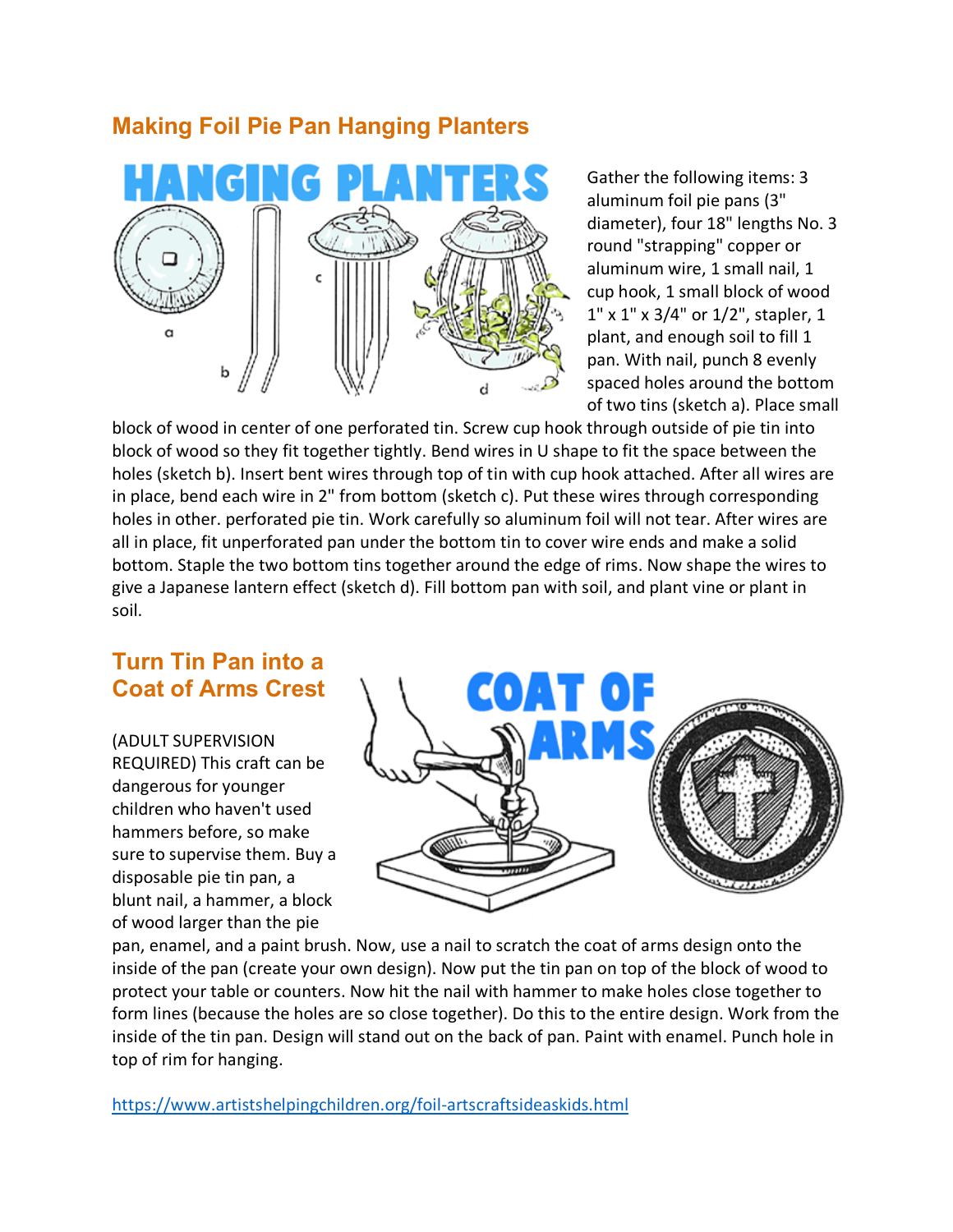## Making Foil Pie Pan Hanging Planters

HANGING PLANTERS

a

b

c

d

Gather the following items: 3 aluminum foil pie pans (3" diameter), four 18" lengths No. 3 round "strapping" copper or aluminum wire, 1 small nail, 1 cup hook, 1 small block of wood 1" x 1" x 3/4" or 1/2", stapler, 1 plant, and enough soil to fill 1 pan. With nail, punch 8 evenly spaced holes around the bottom of two tins (sketch a). Place small block of wood in center of one perforated tin. Screw cup hook through outside of pie tin into block of wood so they fit together tightly. Bend wires in U shape to fit the space between the holes (sketch b). Insert bent wires through top of tin with cup hook attached. After all wires are in place, bend each wire in 2" from bottom (sketch c). Put these wires through corresponding holes in other. perforated pie tin. Work carefully so aluminum foil will not tear. After wires are all in place, fit unperforated pan under the bottom tin to cover wire ends and make a solid bottom. Staple the two bottom tins together around the edge of rims. Now shape the wires to give a Japanese lantern effect (sketch d). Fill bottom pan with soil, and plant vine or plant in soil.

## Turn Tin Pan into a Coat of Arms Crest

COAT OF ARMS

(ADULT SUPERVISION REQUIRED) This craft can be dangerous for younger children who haven't used hammers before, so make sure to supervise them. Buy a disposable pie tin pan, a blunt nail, a hammer, a block of wood larger than the pie pan, enamel, and a paint brush. Now, use a nail to scratch the coat of arms design onto the inside of the pan (create your own design). Now put the tin pan on top of the block of wood to protect your table or counters. Now hit the nail with hammer to make holes close together to form lines (because the holes are so close together). Do this to the entire design. Work from the inside of the tin pan. Design will stand out on the back of pan. Paint with enamel. Punch hole in top of rim for hanging.

https://www.artistshelpingchildren.org/foil-artscraftsideaskids.html